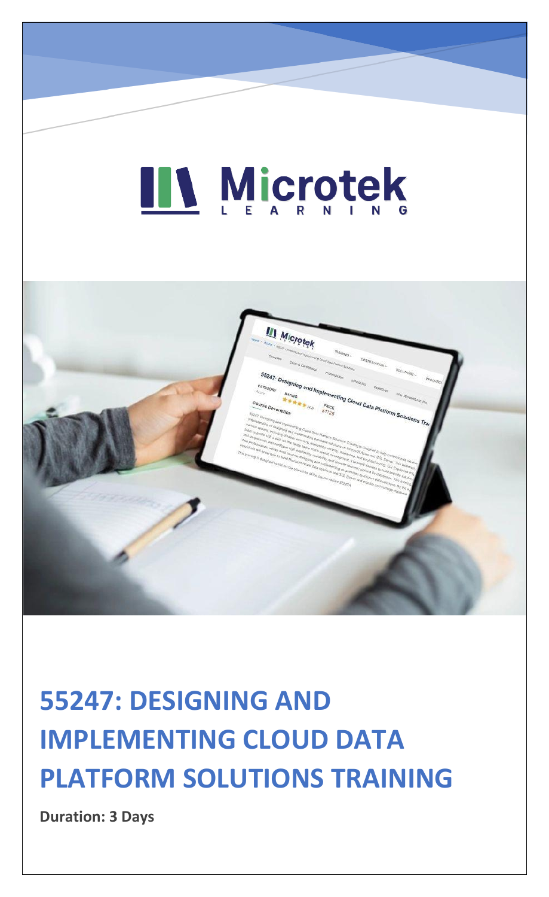# Microtek LEARNING

# 55247: DESIGNING AND IMPLEMENTING CLOUD DATA PLATFORM SOLUTIONS TRAINING

**Duration: 3 Days**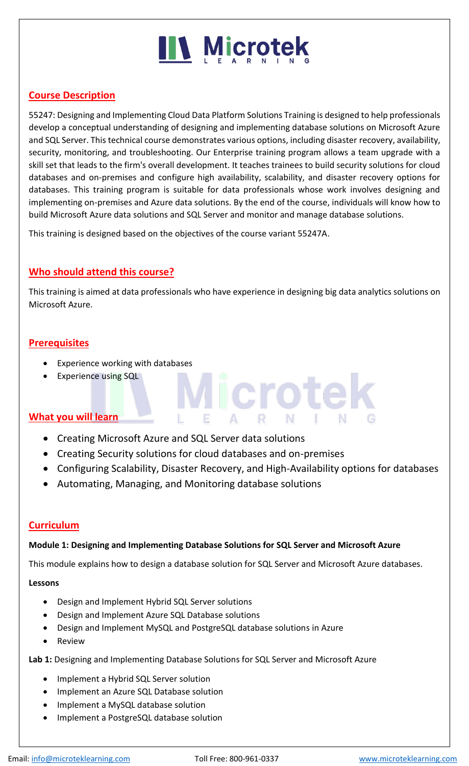## Course Description

55247: Designing and Implementing Cloud Data Platform Solutions Training is designed to help professionals develop a conceptual understanding of designing and implementing database solutions on Microsoft Azure and SQL Server. This technical course demonstrates various options, including disaster recovery, availability, security, monitoring, and troubleshooting. Our Enterprise training program allows a team upgrade with a skill set that leads to the firm's overall development. It teaches trainees to build security solutions for cloud databases and on-premises and configure high availability, scalability, and disaster recovery options for databases. This training program is suitable for data professionals whose work involves designing and implementing on-premises and Azure data solutions. By the end of the course, individuals will know how to build Microsoft Azure data solutions and SQL Server and monitor and manage database solutions.

This training is designed based on the objectives of the course variant 55247A.

## Who should attend this course?

This training is aimed at data professionals who have experience in designing big data analytics solutions on Microsoft Azure.

## Prerequisites

- Experience working with databases
- Experience using SQL

## What you will learn

- Creating Microsoft Azure and SQL Server data solutions
- Creating Security solutions for cloud databases and on-premises
- Configuring Scalability, Disaster Recovery, and High-Availability options for databases
- Automating, Managing, and Monitoring database solutions

## Curriculum

**Module 1: Designing and Implementing Database Solutions for SQL Server and Microsoft Azure**

This module explains how to design a database solution for SQL Server and Microsoft Azure databases.

**Lessons**

- Design and Implement Hybrid SQL Server solutions
- Design and Implement Azure SQL Database solutions
- Design and Implement MySQL and PostgreSQL database solutions in Azure
- Review

**Lab 1:** Designing and Implementing Database Solutions for SQL Server and Microsoft Azure

- Implement a Hybrid SQL Server solution
- Implement an Azure SQL Database solution
- Implement a MySQL database solution
- Implement a PostgreSQL database solution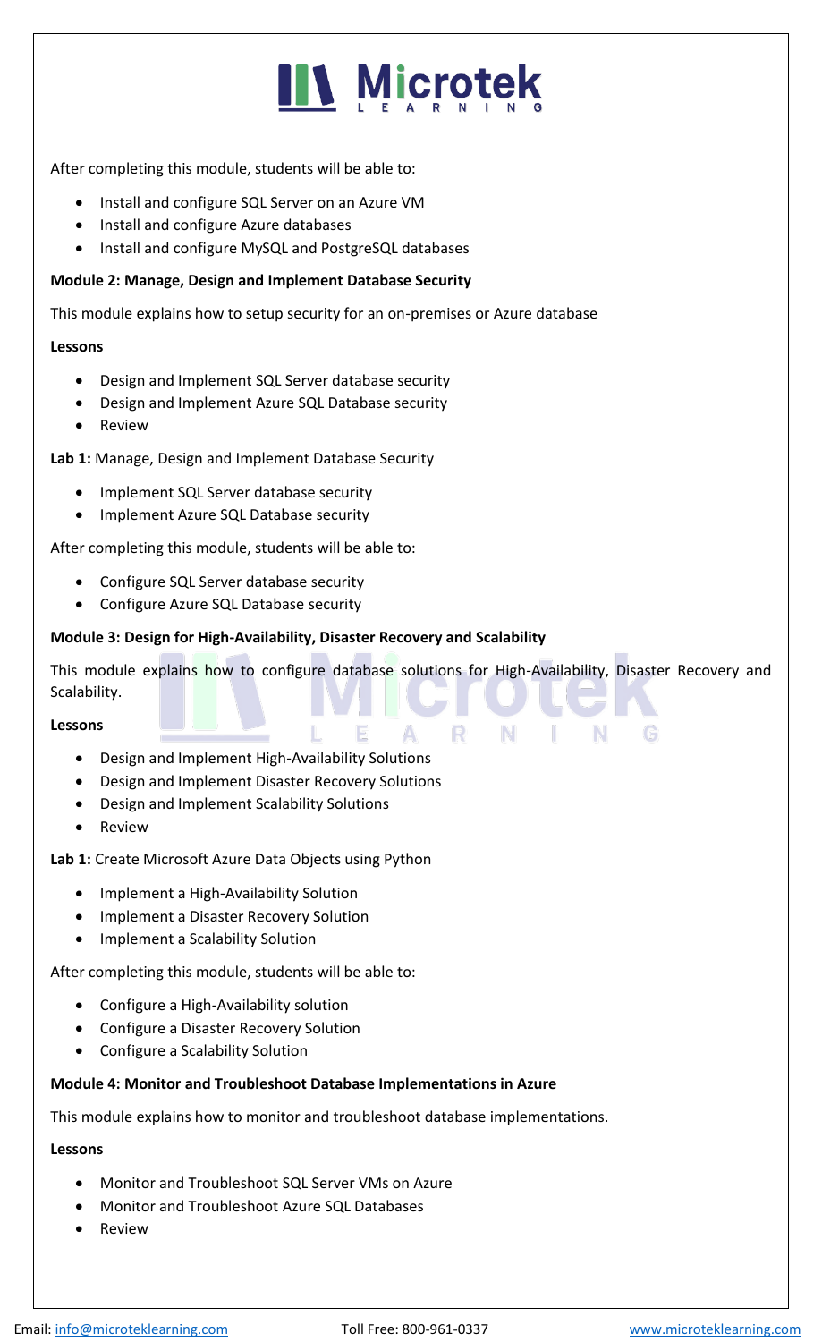After completing this module, students will be able to:

- Install and configure SQL Server on an Azure VM
- Install and configure Azure databases
- Install and configure MySQL and PostgreSQL databases

**Module 2: Manage, Design and Implement Database Security**

This module explains how to setup security for an on-premises or Azure database

**Lessons**

- Design and Implement SQL Server database security
- Design and Implement Azure SQL Database security
- Review

**Lab 1:** Manage, Design and Implement Database Security

- Implement SQL Server database security
- Implement Azure SQL Database security

After completing this module, students will be able to:

- Configure SQL Server database security
- Configure Azure SQL Database security

**Module 3: Design for High-Availability, Disaster Recovery and Scalability**

This module explains how to configure database solutions for High-Availability, Disaster Recovery and Scalability.

**Lessons**

- Design and Implement High-Availability Solutions
- Design and Implement Disaster Recovery Solutions
- Design and Implement Scalability Solutions
- Review

**Lab 1:** Create Microsoft Azure Data Objects using Python

- Implement a High-Availability Solution
- Implement a Disaster Recovery Solution
- Implement a Scalability Solution

After completing this module, students will be able to:

- Configure a High-Availability solution
- Configure a Disaster Recovery Solution
- Configure a Scalability Solution

**Module 4: Monitor and Troubleshoot Database Implementations in Azure**

This module explains how to monitor and troubleshoot database implementations.

**Lessons**

- Monitor and Troubleshoot SQL Server VMs on Azure
- Monitor and Troubleshoot Azure SQL Databases
- Review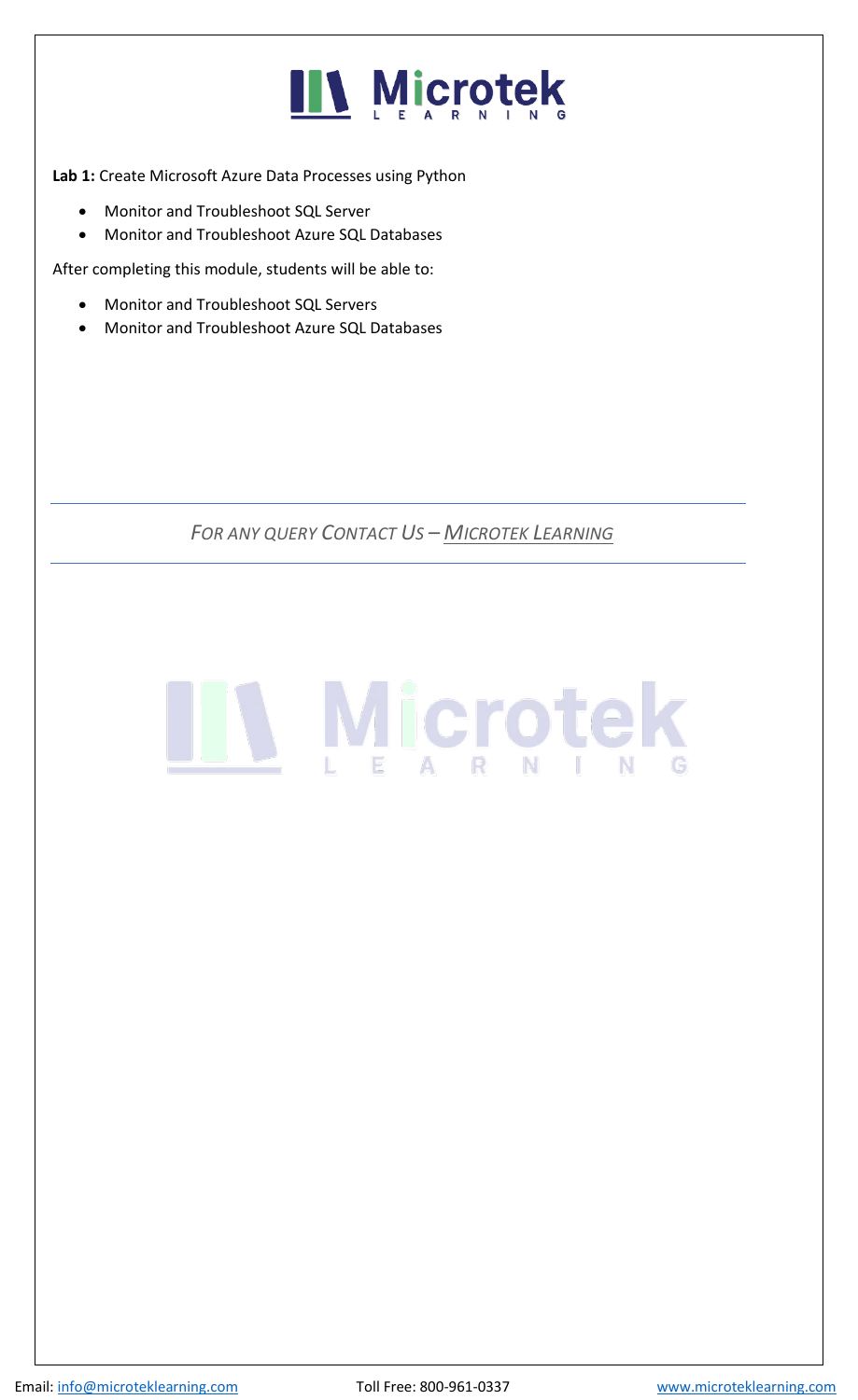**Lab 1:** Create Microsoft Azure Data Processes using Python

- Monitor and Troubleshoot SQL Server
- Monitor and Troubleshoot Azure SQL Databases

After completing this module, students will be able to:

- Monitor and Troubleshoot SQL Servers
- Monitor and Troubleshoot Azure SQL Databases

---

*FOR ANY QUERY CONTACT US – MICROTEK LEARNING*

---